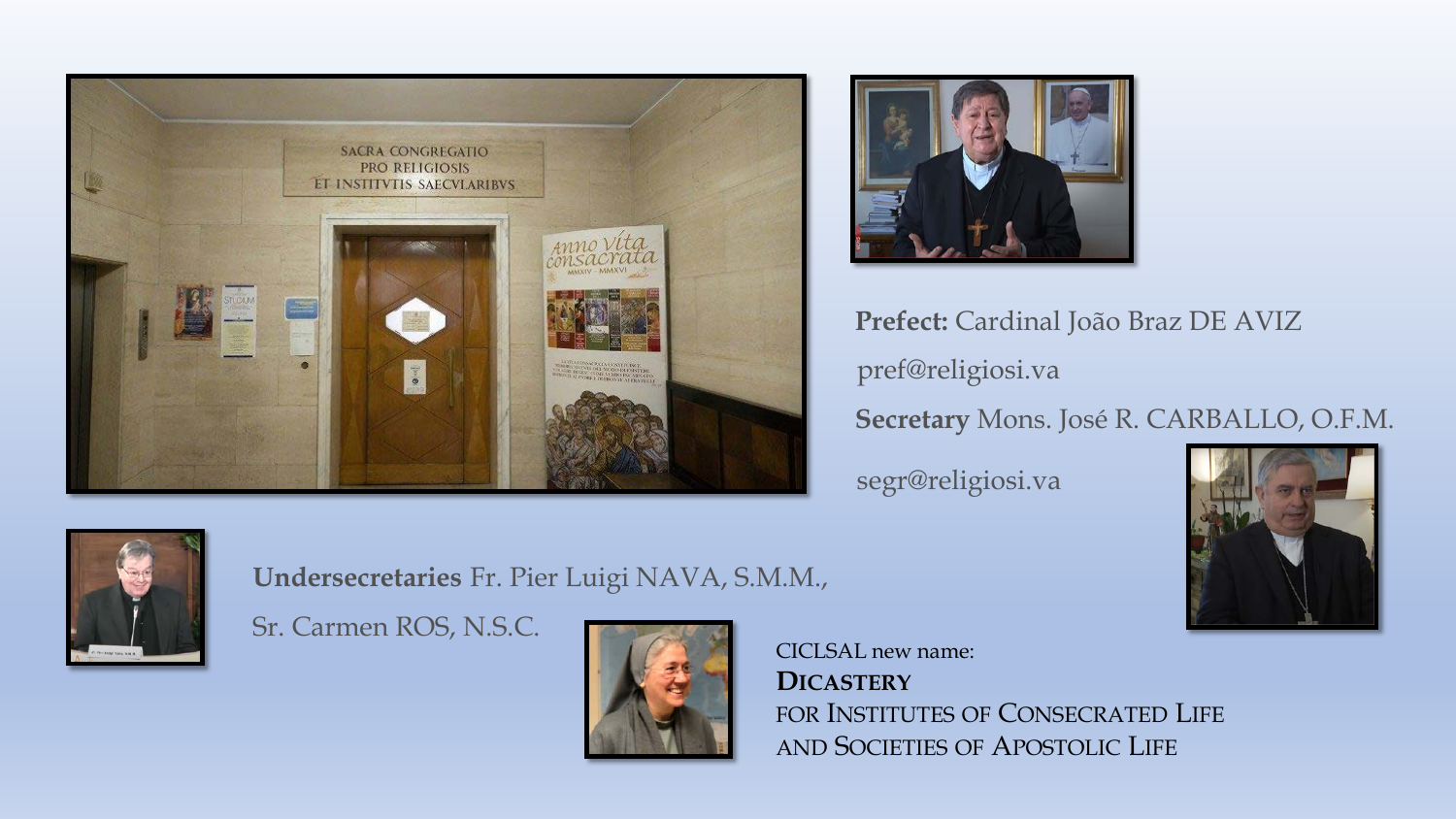**Prefect:** Cardinal João Braz DE AVIZ

pref@religiosi.va

**Secretary** Mons. José R. CARBALLO, O.F.M.

segr@religiosi.va

**Undersecretaries** Fr. Pier Luigi NAVA, S.M.M.,

Sr. Carmen ROS, N.S.C.

CICLSAL new name:

**DICASTERY**

FOR INSTITUTES OF CONSECRATED LIFE AND SOCIETIES OF APOSTOLIC LIFE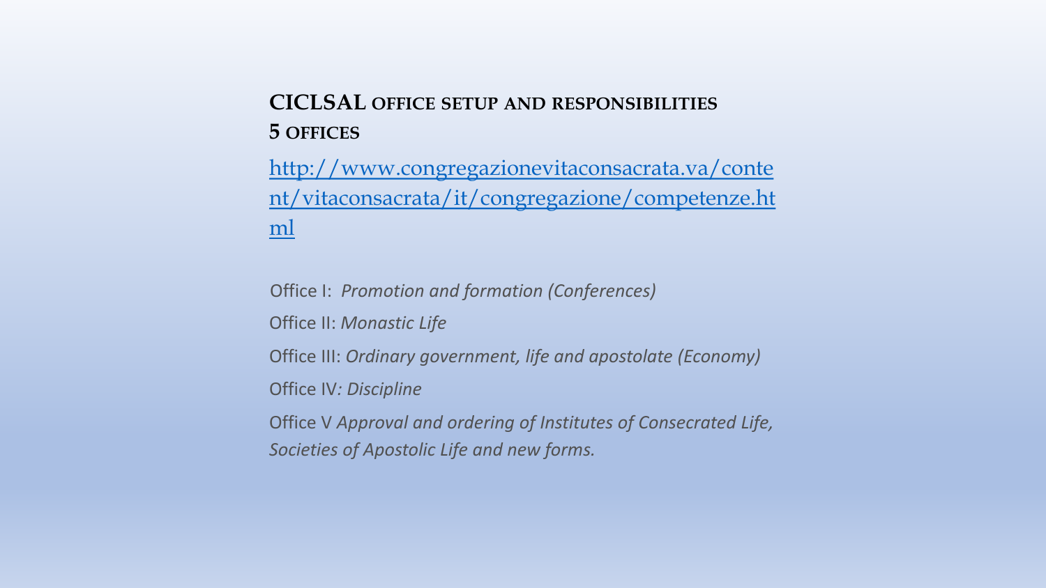## CICLSAL office setup and responsibilities
## 5 offices

[http://www.congregazionevitaconsacrata.va/content/vitaconsacrata/it/congregazione/competenze.html](http://www.congregazionevitaconsacrata.va/content/vitaconsacrata/it/congregazione/competenze.html)

Office I: *Promotion and formation (Conferences)*

Office II: *Monastic Life*

Office III: *Ordinary government, life and apostolate (Economy)*

Office IV*: Discipline*

Office V *Approval and ordering of Institutes of Consecrated Life, Societies of Apostolic Life and new forms.*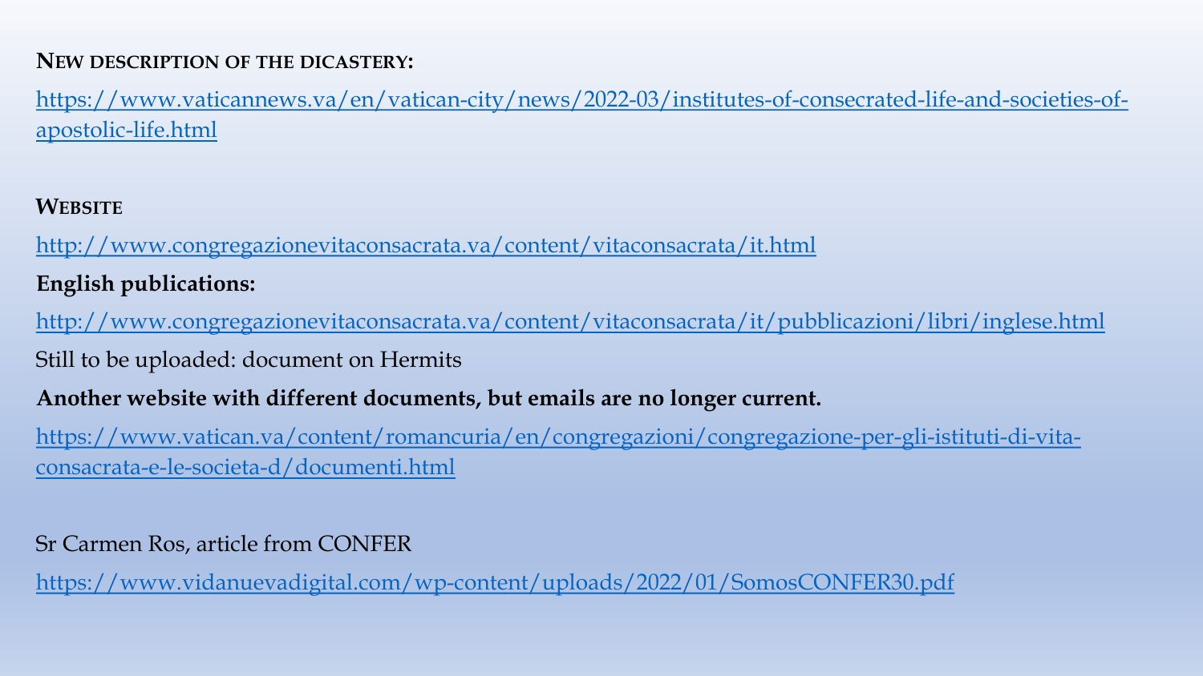**NEW DESCRIPTION OF THE DICASTERY:**

https://www.vaticannews.va/en/vatican-city/news/2022-03/institutes-of-consecrated-life-and-societies-of-apostolic-life.html

**WEBSITE**

http://www.congregazionevitaconsacrata.va/content/vitaconsacrata/it.html

**English publications:**

http://www.congregazionevitaconsacrata.va/content/vitaconsacrata/it/pubblicazioni/libri/inglese.html

Still to be uploaded: document on Hermits

**Another website with different documents, but emails are no longer current.**

https://www.vatican.va/content/romancuria/en/congregazioni/congregazione-per-gli-istituti-di-vita-consacrata-e-le-societa-d/documenti.html

Sr Carmen Ros, article from CONFER

https://www.vidanuevadigital.com/wp-content/uploads/2022/01/SomosCONFER30.pdf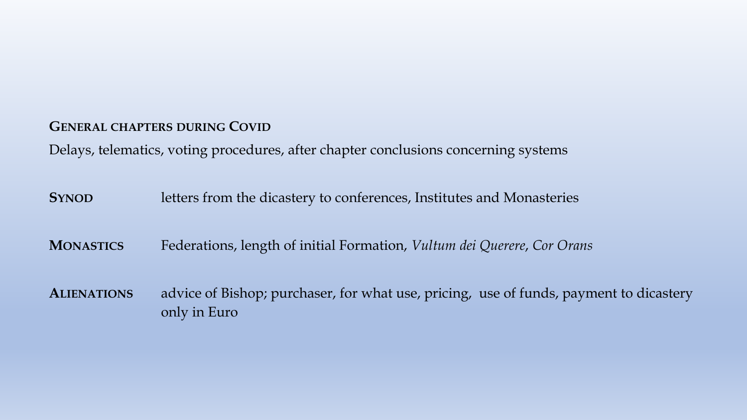**General chapters during Covid**

Delays, telematics, voting procedures, after chapter conclusions concerning systems

**Synod** letters from the dicastery to conferences, Institutes and Monasteries

**Monastics** Federations, length of initial Formation, *Vultum dei Querere*, *Cor Orans*

**Alienations** advice of Bishop; purchaser, for what use, pricing, use of funds, payment to dicastery only in Euro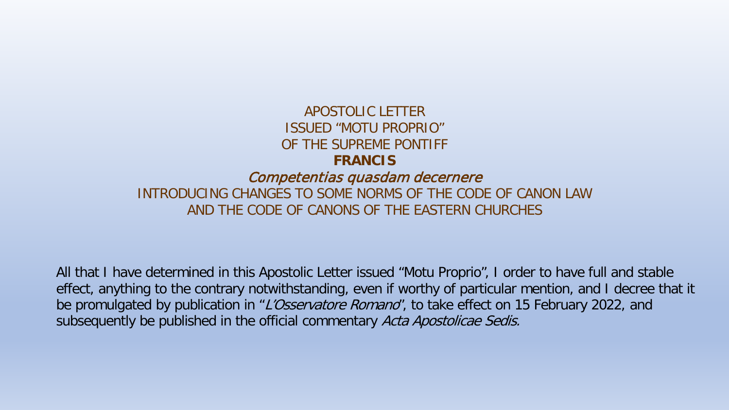APOSTOLIC LETTER
ISSUED “MOTU PROPRIO”
OF THE SUPREME PONTIFF
**FRANCIS**
*Competentias quasdam decernere*
INTRODUCING CHANGES TO SOME NORMS OF THE CODE OF CANON LAW
AND THE CODE OF CANONS OF THE EASTERN CHURCHES

All that I have determined in this Apostolic Letter issued “Motu Proprio”, I order to have full and stable effect, anything to the contrary notwithstanding, even if worthy of particular mention, and I decree that it be promulgated by publication in “*L’Osservatore Romano*”, to take effect on 15 February 2022, and subsequently be published in the official commentary *Acta Apostolicae Sedis.*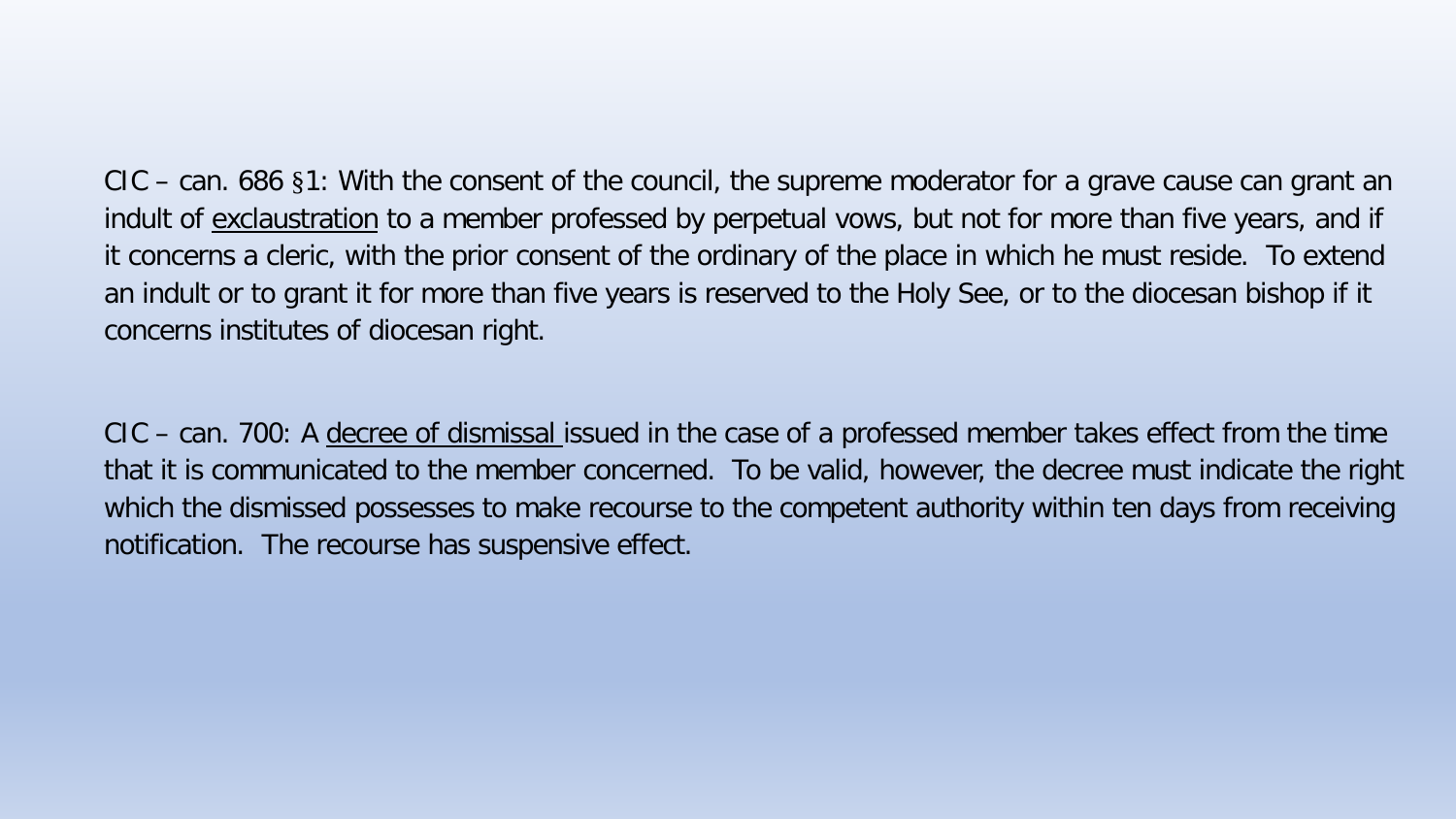CIC – can. 686 §1: With the consent of the council, the supreme moderator for a grave cause can grant an indult of <u>exclaustration</u> to a member professed by perpetual vows, but not for more than five years, and if it concerns a cleric, with the prior consent of the ordinary of the place in which he must reside. To extend an indult or to grant it for more than five years is reserved to the Holy See, or to the diocesan bishop if it concerns institutes of diocesan right.

CIC – can. 700: A <u>decree of dismissal</u> issued in the case of a professed member takes effect from the time that it is communicated to the member concerned. To be valid, however, the decree must indicate the right which the dismissed possesses to make recourse to the competent authority within ten days from receiving notification. The recourse has suspensive effect.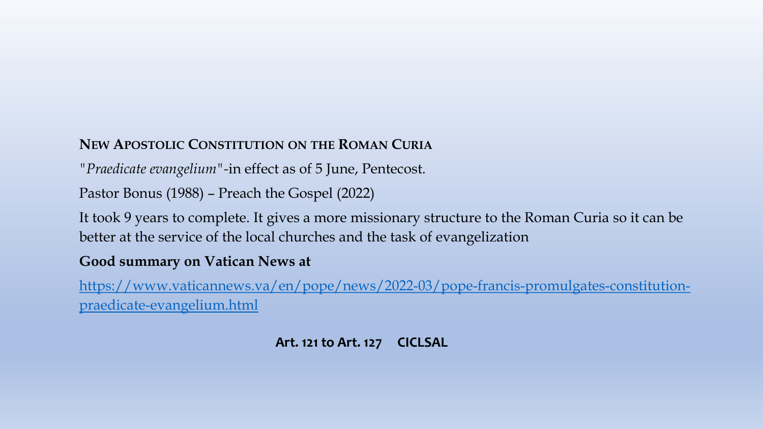## New Apostolic Constitution on the Roman Curia

"*Praedicate evangelium*"-in effect as of 5 June, Pentecost.

Pastor Bonus (1988) – Preach the Gospel (2022)

It took 9 years to complete. It gives a more missionary structure to the Roman Curia so it can be better at the service of the local churches and the task of evangelization

**Good summary on Vatican News at**

[https://www.vaticannews.va/en/pope/news/2022-03/pope-francis-promulgates-constitution-praedicate-evangelium.html](https://www.vaticannews.va/en/pope/news/2022-03/pope-francis-promulgates-constitution-praedicate-evangelium.html)

**Art. 121 to Art. 127 CICLSAL**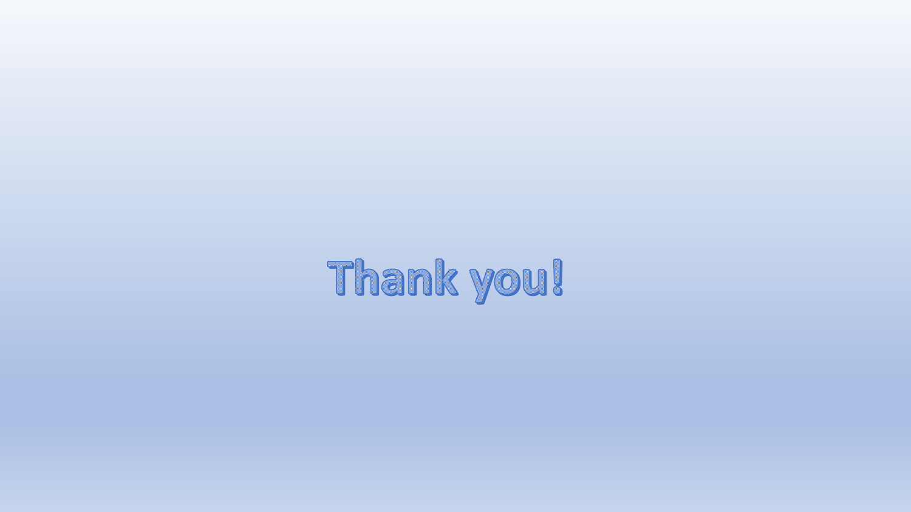# Thank you!